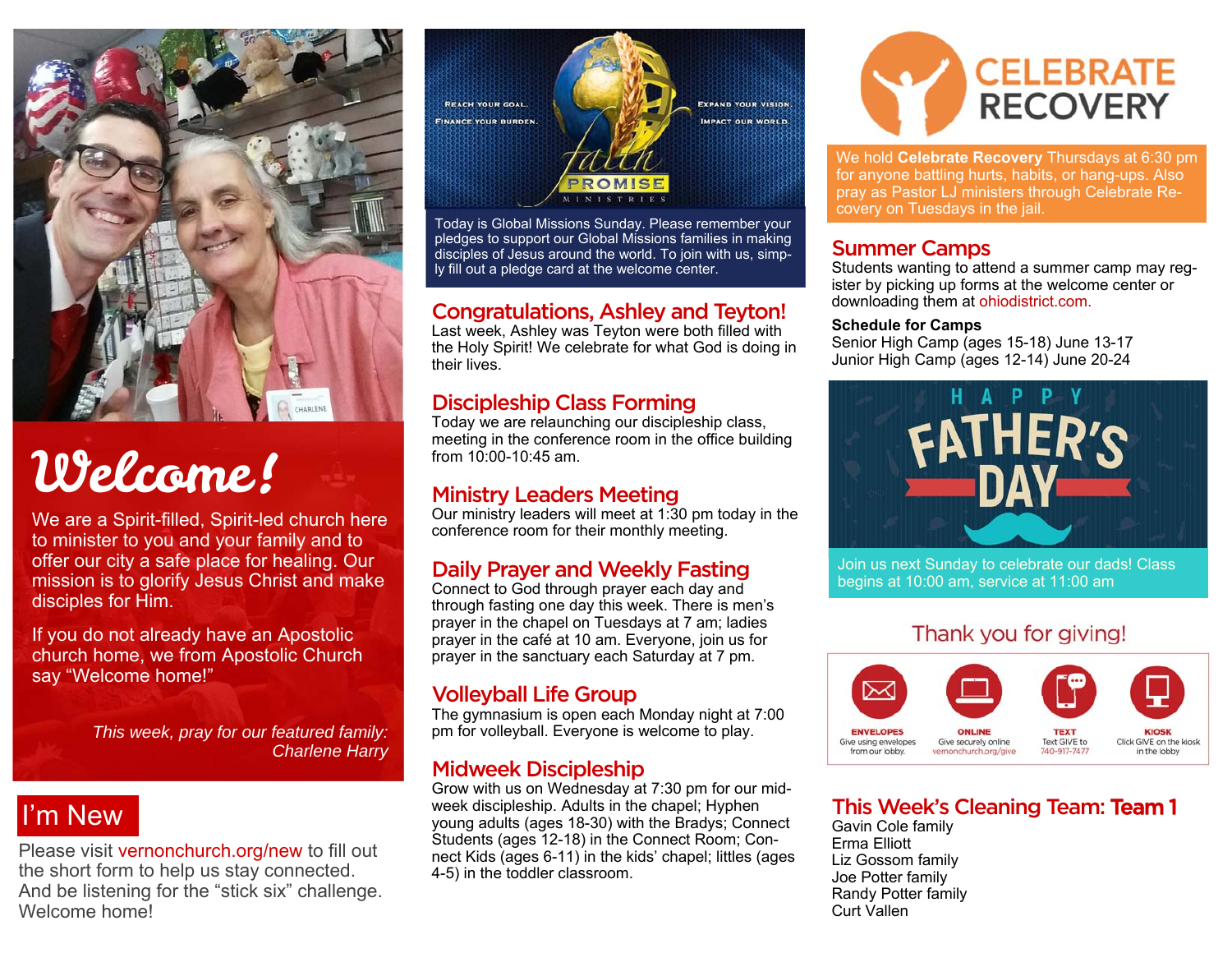# Welcome!

We are a Spirit-filled, Spirit-led church here to minister to you and your family and to offer our city a safe place for healing. Our mission is to glorify Jesus Christ and make disciples for Him.

If you do not already have an Apostolic church home, we from Apostolic Church say "Welcome home!"

*This week, pray for our featured family: Charlene Harry*

## I'm New

Please visit vernonchurch.org/new to fill out the short form to help us stay connected. And be listening for the "stick six" challenge. Welcome home!

REACH YOUR GOAL. FINANCE YOUR BURDEN. EXPAND YOUR VISION. IMPACT OUR WORLD.

Faith PROMISE MINISTRIES

Today is Global Missions Sunday. Please remember your pledges to support our Global Missions families in making disciples of Jesus around the world. To join with us, simply fill out a pledge card at the welcome center.

## Congratulations, Ashley and Teyton!

Last week, Ashley was Teyton were both filled with the Holy Spirit! We celebrate for what God is doing in their lives.

## Discipleship Class Forming

Today we are relaunching our discipleship class, meeting in the conference room in the office building from 10:00-10:45 am.

## Ministry Leaders Meeting

Our ministry leaders will meet at 1:30 pm today in the conference room for their monthly meeting.

## Daily Prayer and Weekly Fasting

Connect to God through prayer each day and through fasting one day this week. There is men's prayer in the chapel on Tuesdays at 7 am; ladies prayer in the café at 10 am. Everyone, join us for prayer in the sanctuary each Saturday at 7 pm.

## Volleyball Life Group

The gymnasium is open each Monday night at 7:00 pm for volleyball. Everyone is welcome to play.

## Midweek Discipleship

Grow with us on Wednesday at 7:30 pm for our midweek discipleship. Adults in the chapel; Hyphen young adults (ages 18-30) with the Bradys; Connect Students (ages 12-18) in the Connect Room; Connect Kids (ages 6-11) in the kids' chapel; littles (ages 4-5) in the toddler classroom.

## CELEBRATE RECOVERY

We hold **Celebrate Recovery** Thursdays at 6:30 pm for anyone battling hurts, habits, or hang-ups. Also pray as Pastor LJ ministers through Celebrate Recovery on Tuesdays in the jail.

## Summer Camps

Students wanting to attend a summer camp may register by picking up forms at the welcome center or downloading them at ohiodistrict.com.

**Schedule for Camps**

Senior High Camp (ages 15-18) June 13-17
Junior High Camp (ages 12-14) June 20-24

## HAPPY FATHER'S DAY

Join us next Sunday to celebrate our dads! Class begins at 10:00 am, service at 11:00 am

## Thank you for giving!

- **ENVELOPES** Give using envelopes from our lobby.
- **ONLINE** Give securely online vernonchurch.org/give
- **TEXT** Text GIVE to 740-917-7477
- **KIOSK** Click GIVE on the kiosk in the lobby

## This Week's Cleaning Team: Team 1

Gavin Cole family
Erma Elliott
Liz Gossom family
Joe Potter family
Randy Potter family
Curt Vallen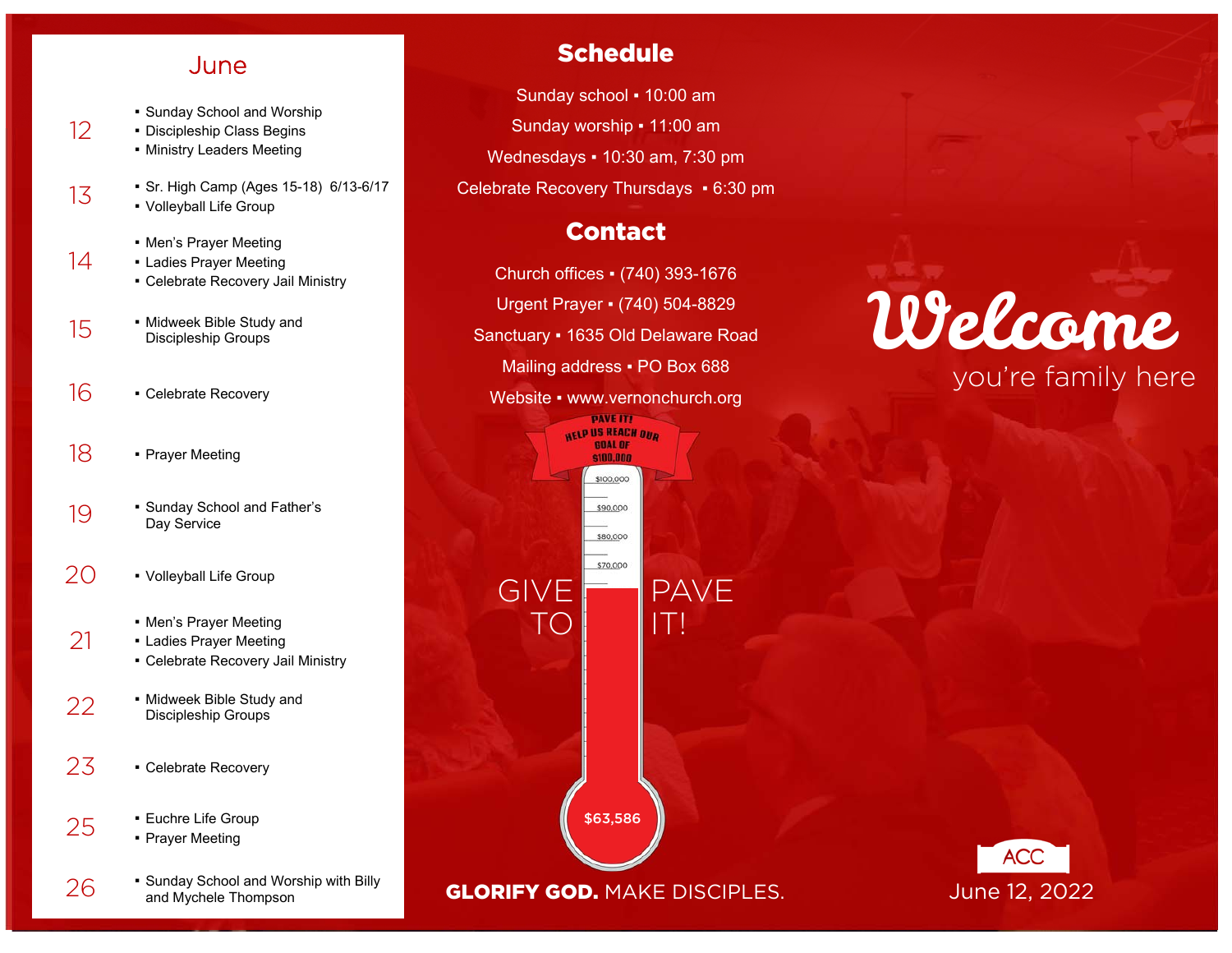## June

| | |
|---|---|
| 12 | ▪ Sunday School and Worship<br>▪ Discipleship Class Begins<br>▪ Ministry Leaders Meeting |
| 13 | ▪ Sr. High Camp (Ages 15-18) 6/13-6/17<br>▪ Volleyball Life Group |
| 14 | ▪ Men's Prayer Meeting<br>▪ Ladies Prayer Meeting<br>▪ Celebrate Recovery Jail Ministry |
| 15 | ▪ Midweek Bible Study and Discipleship Groups |
| 16 | ▪ Celebrate Recovery |
| 18 | ▪ Prayer Meeting |
| 19 | ▪ Sunday School and Father's Day Service |
| 20 | ▪ Volleyball Life Group |
| 21 | ▪ Men's Prayer Meeting<br>▪ Ladies Prayer Meeting<br>▪ Celebrate Recovery Jail Ministry |
| 22 | ▪ Midweek Bible Study and Discipleship Groups |
| 23 | ▪ Celebrate Recovery |
| 25 | ▪ Euchre Life Group<br>▪ Prayer Meeting |
| 26 | ▪ Sunday School and Worship with Billy and Mychele Thompson |

## Schedule

Sunday school ▪ 10:00 am

Sunday worship ▪ 11:00 am

Wednesdays ▪ 10:30 am, 7:30 pm

Celebrate Recovery Thursdays ▪ 6:30 pm

## Contact

Church offices ▪ (740) 393-1676

Urgent Prayer ▪ (740) 504-8829

Sanctuary ▪ 1635 Old Delaware Road

Mailing address ▪ PO Box 688

Website ▪ www.vernonchurch.org

PAVE IT!
HELP US REACH OUR GOAL OF $100,000

$100,000
$90,000
$80,000
$70,000

GIVE TO PAVE IT!

$63,586

**GLORIFY GOD.** MAKE DISCIPLES.

# Welcome

you're family here

ACC

June 12, 2022